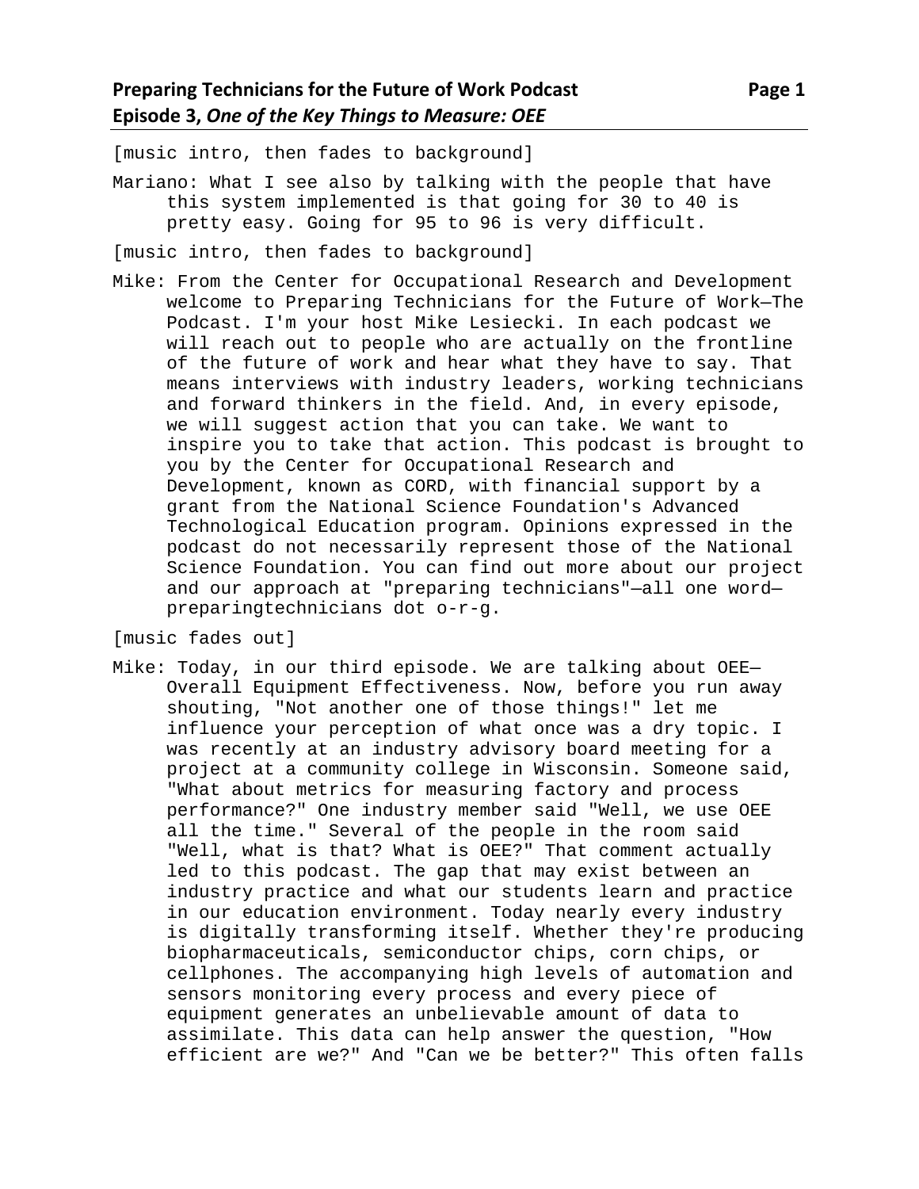[music intro, then fades to background]

Mariano: What I see also by talking with the people that have this system implemented is that going for 30 to 40 is pretty easy. Going for 95 to 96 is very difficult.

[music intro, then fades to background]

Mike: From the Center for Occupational Research and Development welcome to Preparing Technicians for the Future of Work—The Podcast. I'm your host Mike Lesiecki. In each podcast we will reach out to people who are actually on the frontline of the future of work and hear what they have to say. That means interviews with industry leaders, working technicians and forward thinkers in the field. And, in every episode, we will suggest action that you can take. We want to inspire you to take that action. This podcast is brought to you by the Center for Occupational Research and Development, known as CORD, with financial support by a grant from the National Science Foundation's Advanced Technological Education program. Opinions expressed in the podcast do not necessarily represent those of the National Science Foundation. You can find out more about our project and our approach at "preparing technicians"—all one word—preparingtechnicians dot o-r-g.

[music fades out]

Mike: Today, in our third episode. We are talking about OEE—Overall Equipment Effectiveness. Now, before you run away shouting, "Not another one of those things!" let me influence your perception of what once was a dry topic. I was recently at an industry advisory board meeting for a project at a community college in Wisconsin. Someone said, "What about metrics for measuring factory and process performance?" One industry member said "Well, we use OEE all the time." Several of the people in the room said "Well, what is that? What is OEE?" That comment actually led to this podcast. The gap that may exist between an industry practice and what our students learn and practice in our education environment. Today nearly every industry is digitally transforming itself. Whether they're producing biopharmaceuticals, semiconductor chips, corn chips, or cellphones. The accompanying high levels of automation and sensors monitoring every process and every piece of equipment generates an unbelievable amount of data to assimilate. This data can help answer the question, "How efficient are we?" And "Can we be better?" This often falls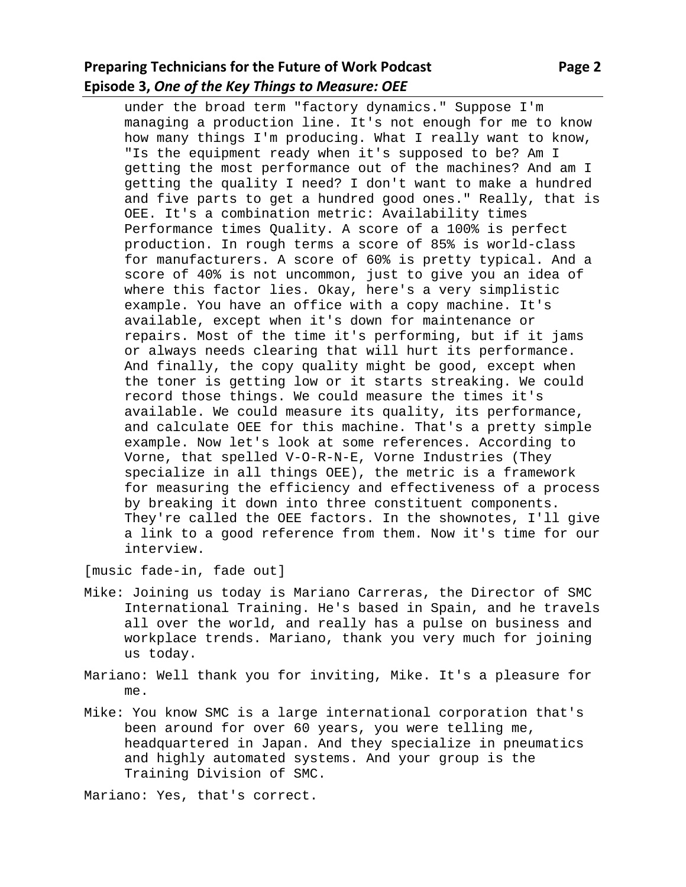under the broad term "factory dynamics." Suppose I'm managing a production line. It's not enough for me to know how many things I'm producing. What I really want to know, "Is the equipment ready when it's supposed to be? Am I getting the most performance out of the machines? And am I getting the quality I need? I don't want to make a hundred and five parts to get a hundred good ones." Really, that is OEE. It's a combination metric: Availability times Performance times Quality. A score of a 100% is perfect production. In rough terms a score of 85% is world-class for manufacturers. A score of 60% is pretty typical. And a score of 40% is not uncommon, just to give you an idea of where this factor lies. Okay, here's a very simplistic example. You have an office with a copy machine. It's available, except when it's down for maintenance or repairs. Most of the time it's performing, but if it jams or always needs clearing that will hurt its performance. And finally, the copy quality might be good, except when the toner is getting low or it starts streaking. We could record those things. We could measure the times it's available. We could measure its quality, its performance, and calculate OEE for this machine. That's a pretty simple example. Now let's look at some references. According to Vorne, that spelled V-O-R-N-E, Vorne Industries (They specialize in all things OEE), the metric is a framework for measuring the efficiency and effectiveness of a process by breaking it down into three constituent components. They're called the OEE factors. In the shownotes, I'll give a link to a good reference from them. Now it's time for our interview.

[music fade-in, fade out]

Mike: Joining us today is Mariano Carreras, the Director of SMC International Training. He's based in Spain, and he travels all over the world, and really has a pulse on business and workplace trends. Mariano, thank you very much for joining us today.

Mariano: Well thank you for inviting, Mike. It's a pleasure for me.

Mike: You know SMC is a large international corporation that's been around for over 60 years, you were telling me, headquartered in Japan. And they specialize in pneumatics and highly automated systems. And your group is the Training Division of SMC.

Mariano: Yes, that's correct.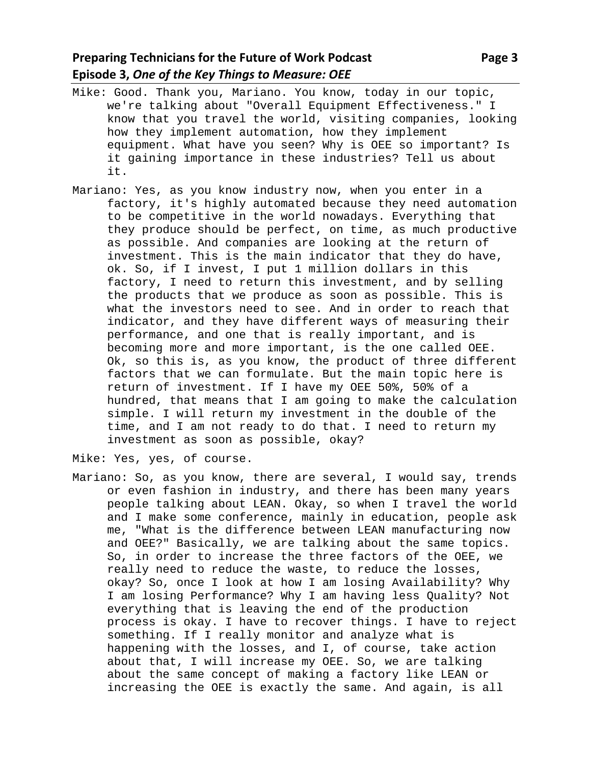Mike: Good. Thank you, Mariano. You know, today in our topic, we're talking about "Overall Equipment Effectiveness." I know that you travel the world, visiting companies, looking how they implement automation, how they implement equipment. What have you seen? Why is OEE so important? Is it gaining importance in these industries? Tell us about it.

Mariano: Yes, as you know industry now, when you enter in a factory, it's highly automated because they need automation to be competitive in the world nowadays. Everything that they produce should be perfect, on time, as much productive as possible. And companies are looking at the return of investment. This is the main indicator that they do have, ok. So, if I invest, I put 1 million dollars in this factory, I need to return this investment, and by selling the products that we produce as soon as possible. This is what the investors need to see. And in order to reach that indicator, and they have different ways of measuring their performance, and one that is really important, and is becoming more and more important, is the one called OEE. Ok, so this is, as you know, the product of three different factors that we can formulate. But the main topic here is return of investment. If I have my OEE 50%, 50% of a hundred, that means that I am going to make the calculation simple. I will return my investment in the double of the time, and I am not ready to do that. I need to return my investment as soon as possible, okay?

Mike: Yes, yes, of course.

Mariano: So, as you know, there are several, I would say, trends or even fashion in industry, and there has been many years people talking about LEAN. Okay, so when I travel the world and I make some conference, mainly in education, people ask me, "What is the difference between LEAN manufacturing now and OEE?" Basically, we are talking about the same topics. So, in order to increase the three factors of the OEE, we really need to reduce the waste, to reduce the losses, okay? So, once I look at how I am losing Availability? Why I am losing Performance? Why I am having less Quality? Not everything that is leaving the end of the production process is okay. I have to recover things. I have to reject something. If I really monitor and analyze what is happening with the losses, and I, of course, take action about that, I will increase my OEE. So, we are talking about the same concept of making a factory like LEAN or increasing the OEE is exactly the same. And again, is all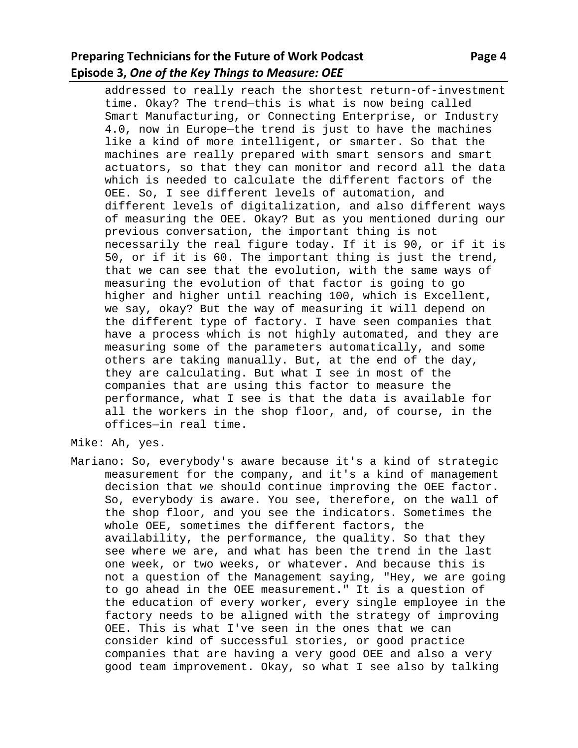addressed to really reach the shortest return-of-investment time. Okay? The trend—this is what is now being called Smart Manufacturing, or Connecting Enterprise, or Industry 4.0, now in Europe—the trend is just to have the machines like a kind of more intelligent, or smarter. So that the machines are really prepared with smart sensors and smart actuators, so that they can monitor and record all the data which is needed to calculate the different factors of the OEE. So, I see different levels of automation, and different levels of digitalization, and also different ways of measuring the OEE. Okay? But as you mentioned during our previous conversation, the important thing is not necessarily the real figure today. If it is 90, or if it is 50, or if it is 60. The important thing is just the trend, that we can see that the evolution, with the same ways of measuring the evolution of that factor is going to go higher and higher until reaching 100, which is Excellent, we say, okay? But the way of measuring it will depend on the different type of factory. I have seen companies that have a process which is not highly automated, and they are measuring some of the parameters automatically, and some others are taking manually. But, at the end of the day, they are calculating. But what I see in most of the companies that are using this factor to measure the performance, what I see is that the data is available for all the workers in the shop floor, and, of course, in the offices—in real time.

Mike: Ah, yes.

Mariano: So, everybody's aware because it's a kind of strategic measurement for the company, and it's a kind of management decision that we should continue improving the OEE factor. So, everybody is aware. You see, therefore, on the wall of the shop floor, and you see the indicators. Sometimes the whole OEE, sometimes the different factors, the availability, the performance, the quality. So that they see where we are, and what has been the trend in the last one week, or two weeks, or whatever. And because this is not a question of the Management saying, "Hey, we are going to go ahead in the OEE measurement." It is a question of the education of every worker, every single employee in the factory needs to be aligned with the strategy of improving OEE. This is what I've seen in the ones that we can consider kind of successful stories, or good practice companies that are having a very good OEE and also a very good team improvement. Okay, so what I see also by talking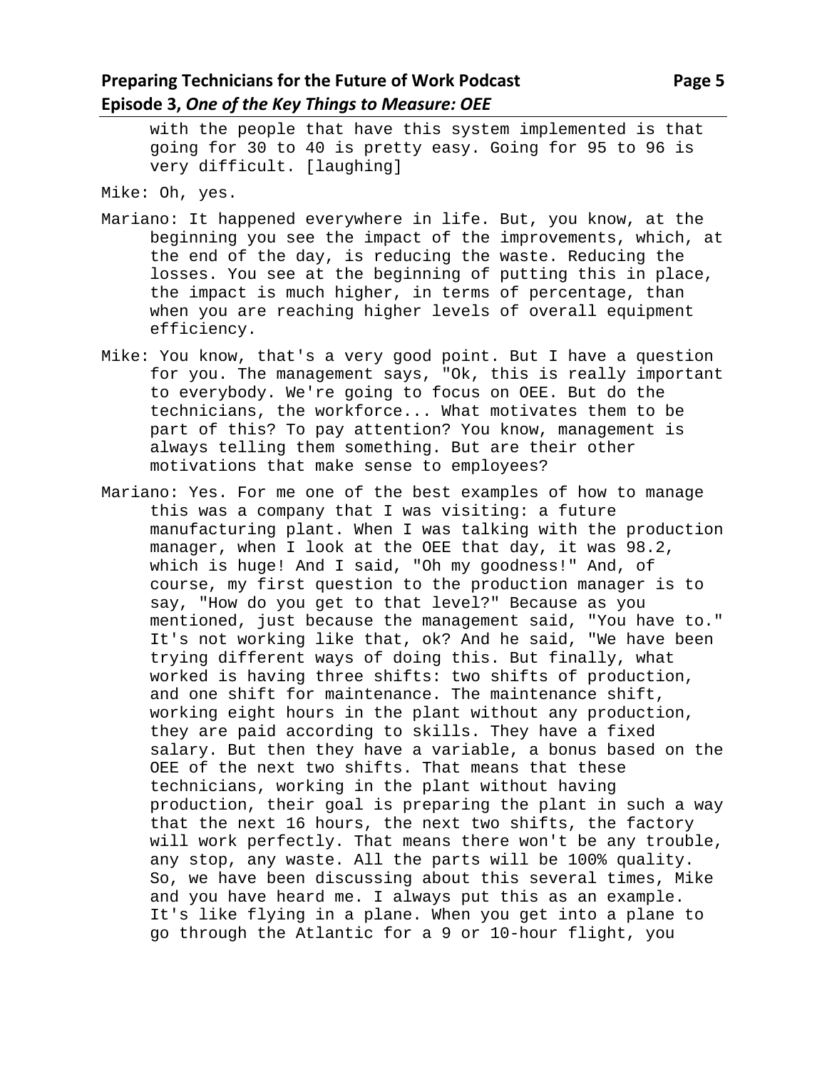with the people that have this system implemented is that going for 30 to 40 is pretty easy. Going for 95 to 96 is very difficult. [laughing]

Mike: Oh, yes.

Mariano: It happened everywhere in life. But, you know, at the beginning you see the impact of the improvements, which, at the end of the day, is reducing the waste. Reducing the losses. You see at the beginning of putting this in place, the impact is much higher, in terms of percentage, than when you are reaching higher levels of overall equipment efficiency.

Mike: You know, that's a very good point. But I have a question for you. The management says, "Ok, this is really important to everybody. We're going to focus on OEE. But do the technicians, the workforce... What motivates them to be part of this? To pay attention? You know, management is always telling them something. But are their other motivations that make sense to employees?

Mariano: Yes. For me one of the best examples of how to manage this was a company that I was visiting: a future manufacturing plant. When I was talking with the production manager, when I look at the OEE that day, it was 98.2, which is huge! And I said, "Oh my goodness!" And, of course, my first question to the production manager is to say, "How do you get to that level?" Because as you mentioned, just because the management said, "You have to." It's not working like that, ok? And he said, "We have been trying different ways of doing this. But finally, what worked is having three shifts: two shifts of production, and one shift for maintenance. The maintenance shift, working eight hours in the plant without any production, they are paid according to skills. They have a fixed salary. But then they have a variable, a bonus based on the OEE of the next two shifts. That means that these technicians, working in the plant without having production, their goal is preparing the plant in such a way that the next 16 hours, the next two shifts, the factory will work perfectly. That means there won't be any trouble, any stop, any waste. All the parts will be 100% quality. So, we have been discussing about this several times, Mike and you have heard me. I always put this as an example. It's like flying in a plane. When you get into a plane to go through the Atlantic for a 9 or 10-hour flight, you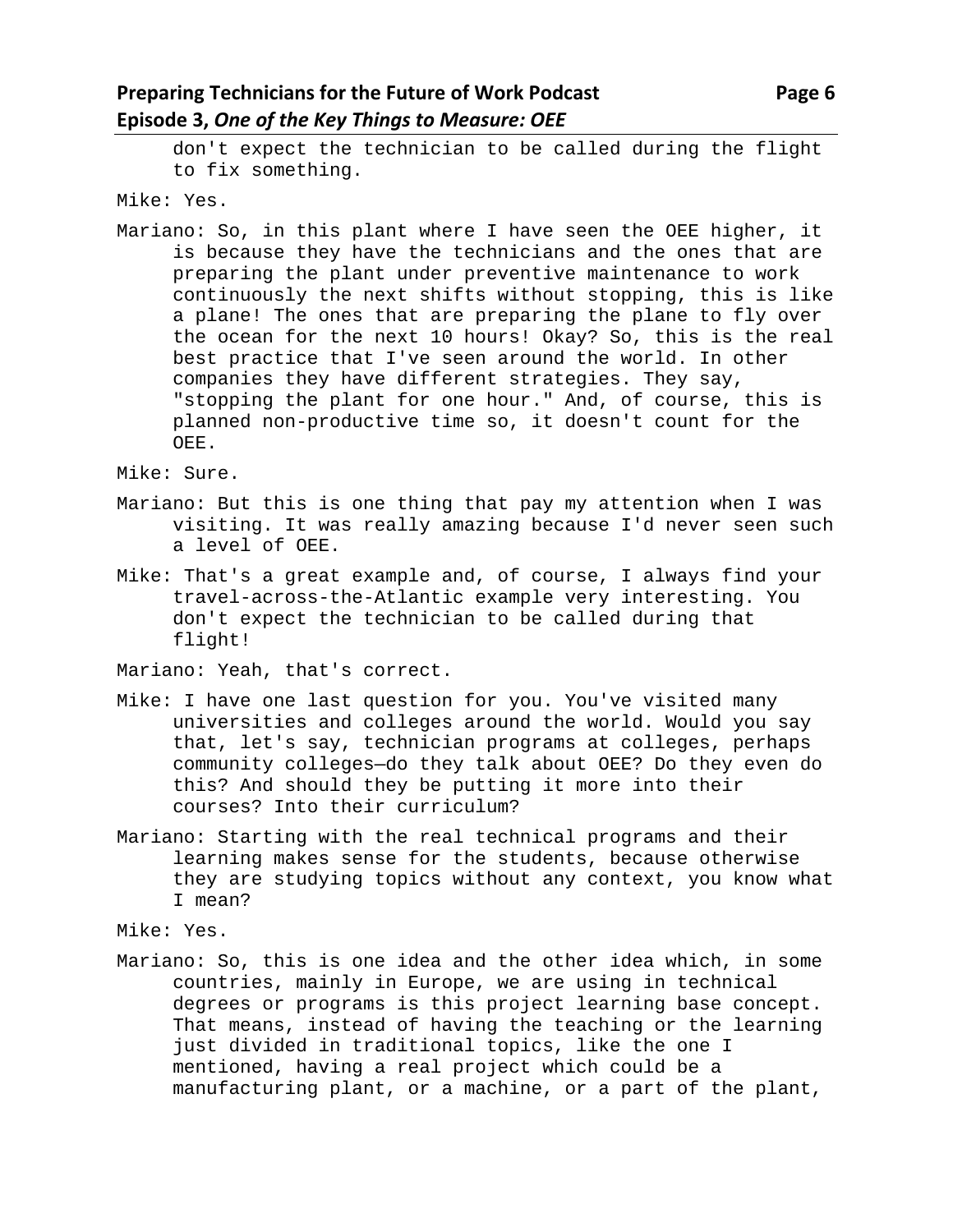don't expect the technician to be called during the flight to fix something.

Mike: Yes.

Mariano: So, in this plant where I have seen the OEE higher, it is because they have the technicians and the ones that are preparing the plant under preventive maintenance to work continuously the next shifts without stopping, this is like a plane! The ones that are preparing the plane to fly over the ocean for the next 10 hours! Okay? So, this is the real best practice that I've seen around the world. In other companies they have different strategies. They say, "stopping the plant for one hour." And, of course, this is planned non-productive time so, it doesn't count for the OEE.

Mike: Sure.

Mariano: But this is one thing that pay my attention when I was visiting. It was really amazing because I'd never seen such a level of OEE.

Mike: That's a great example and, of course, I always find your travel-across-the-Atlantic example very interesting. You don't expect the technician to be called during that flight!

Mariano: Yeah, that's correct.

Mike: I have one last question for you. You've visited many universities and colleges around the world. Would you say that, let's say, technician programs at colleges, perhaps community colleges—do they talk about OEE? Do they even do this? And should they be putting it more into their courses? Into their curriculum?

Mariano: Starting with the real technical programs and their learning makes sense for the students, because otherwise they are studying topics without any context, you know what I mean?

Mike: Yes.

Mariano: So, this is one idea and the other idea which, in some countries, mainly in Europe, we are using in technical degrees or programs is this project learning base concept. That means, instead of having the teaching or the learning just divided in traditional topics, like the one I mentioned, having a real project which could be a manufacturing plant, or a machine, or a part of the plant,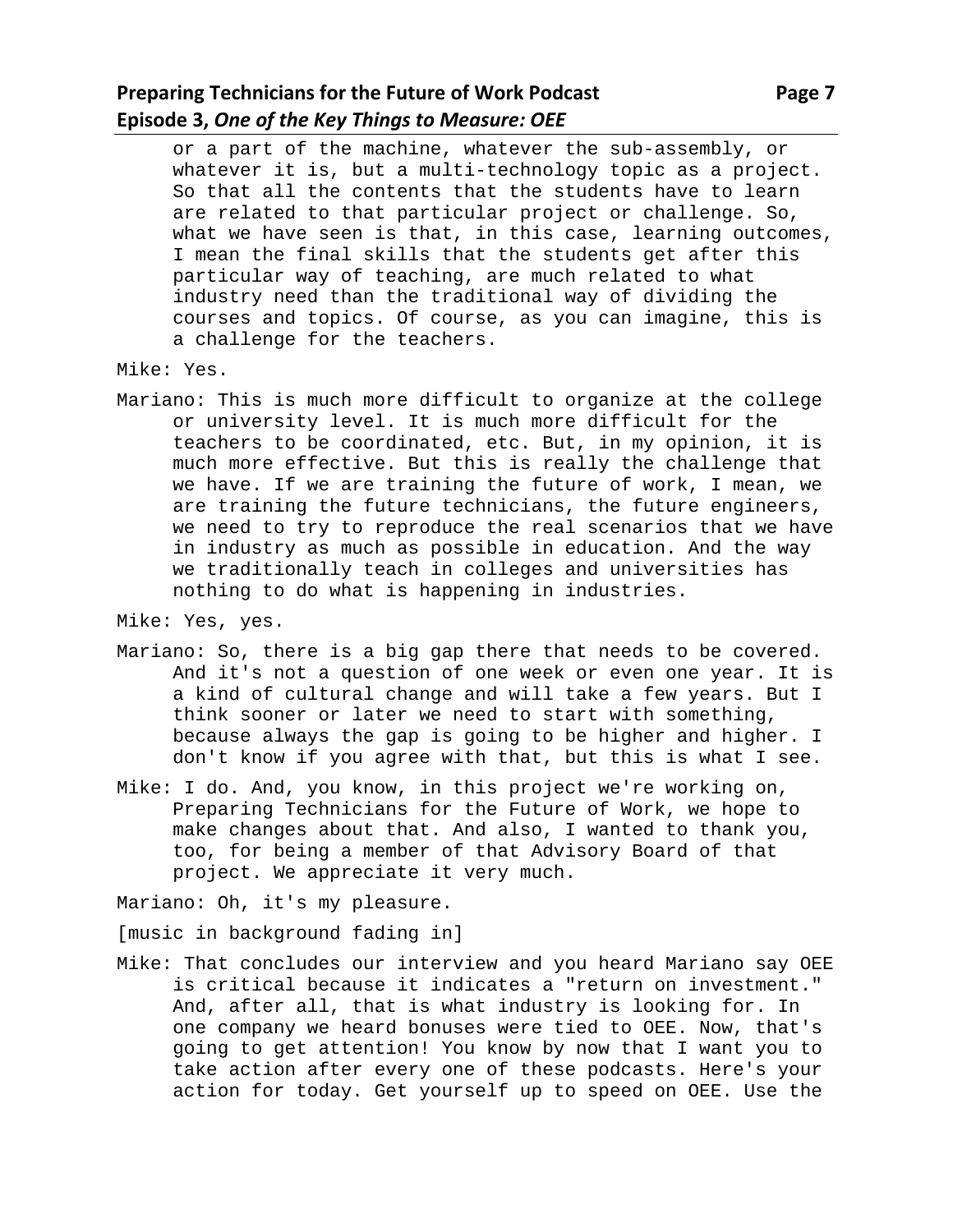or a part of the machine, whatever the sub-assembly, or whatever it is, but a multi-technology topic as a project. So that all the contents that the students have to learn are related to that particular project or challenge. So, what we have seen is that, in this case, learning outcomes, I mean the final skills that the students get after this particular way of teaching, are much related to what industry need than the traditional way of dividing the courses and topics. Of course, as you can imagine, this is a challenge for the teachers.

Mike: Yes.

Mariano: This is much more difficult to organize at the college or university level. It is much more difficult for the teachers to be coordinated, etc. But, in my opinion, it is much more effective. But this is really the challenge that we have. If we are training the future of work, I mean, we are training the future technicians, the future engineers, we need to try to reproduce the real scenarios that we have in industry as much as possible in education. And the way we traditionally teach in colleges and universities has nothing to do what is happening in industries.

Mike: Yes, yes.

Mariano: So, there is a big gap there that needs to be covered. And it's not a question of one week or even one year. It is a kind of cultural change and will take a few years. But I think sooner or later we need to start with something, because always the gap is going to be higher and higher. I don't know if you agree with that, but this is what I see.

Mike: I do. And, you know, in this project we're working on, Preparing Technicians for the Future of Work, we hope to make changes about that. And also, I wanted to thank you, too, for being a member of that Advisory Board of that project. We appreciate it very much.

Mariano: Oh, it's my pleasure.

[music in background fading in]

Mike: That concludes our interview and you heard Mariano say OEE is critical because it indicates a "return on investment." And, after all, that is what industry is looking for. In one company we heard bonuses were tied to OEE. Now, that's going to get attention! You know by now that I want you to take action after every one of these podcasts. Here's your action for today. Get yourself up to speed on OEE. Use the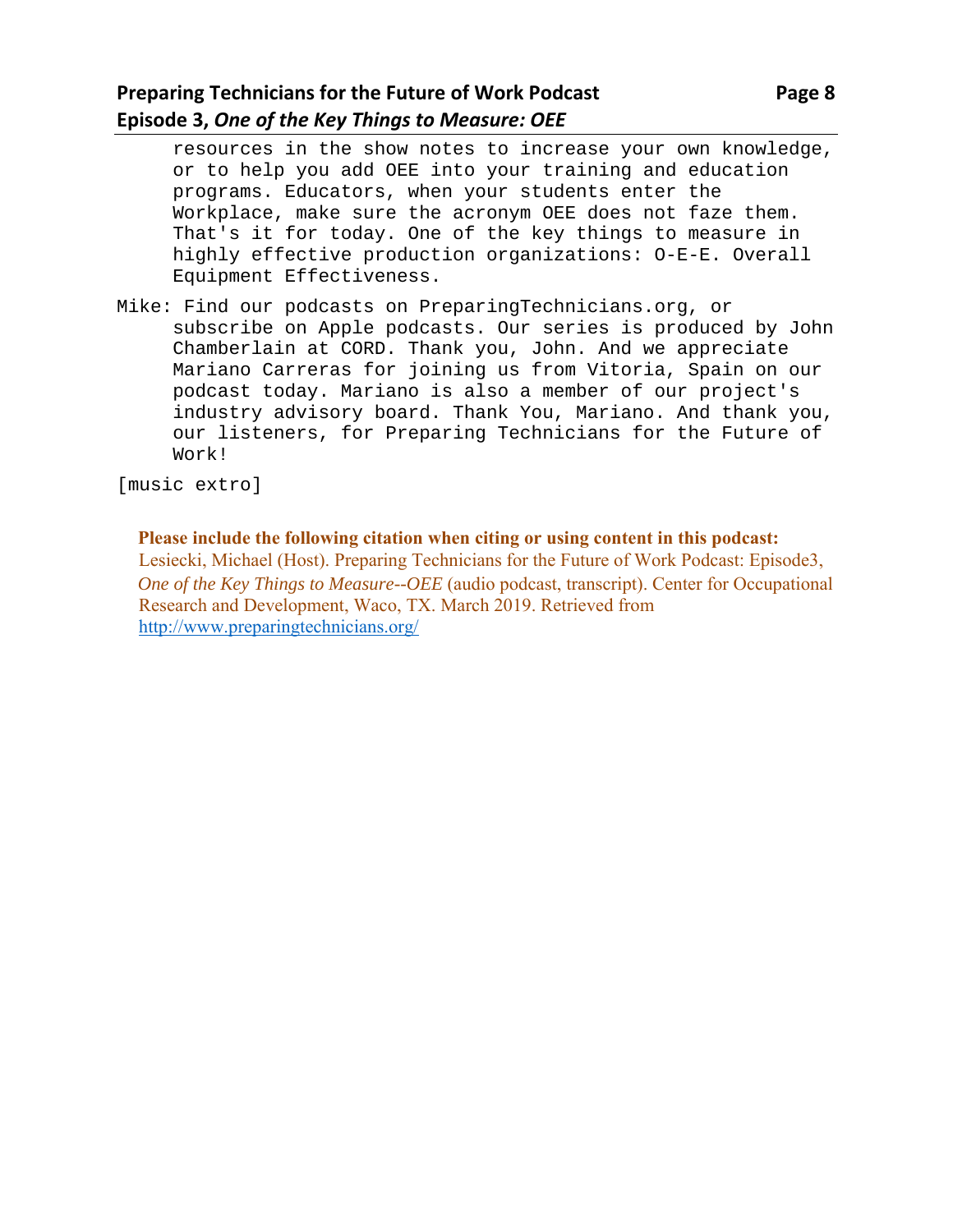resources in the show notes to increase your own knowledge, or to help you add OEE into your training and education programs. Educators, when your students enter the Workplace, make sure the acronym OEE does not faze them. That's it for today. One of the key things to measure in highly effective production organizations: O-E-E. Overall Equipment Effectiveness.

Mike: Find our podcasts on PreparingTechnicians.org, or subscribe on Apple podcasts. Our series is produced by John Chamberlain at CORD. Thank you, John. And we appreciate Mariano Carreras for joining us from Vitoria, Spain on our podcast today. Mariano is also a member of our project's industry advisory board. Thank You, Mariano. And thank you, our listeners, for Preparing Technicians for the Future of Work!

[music extro]

**Please include the following citation when citing or using content in this podcast:**
Lesiecki, Michael (Host). Preparing Technicians for the Future of Work Podcast: Episode3, *One of the Key Things to Measure--OEE* (audio podcast, transcript). Center for Occupational Research and Development, Waco, TX. March 2019. Retrieved from http://www.preparingtechnicians.org/